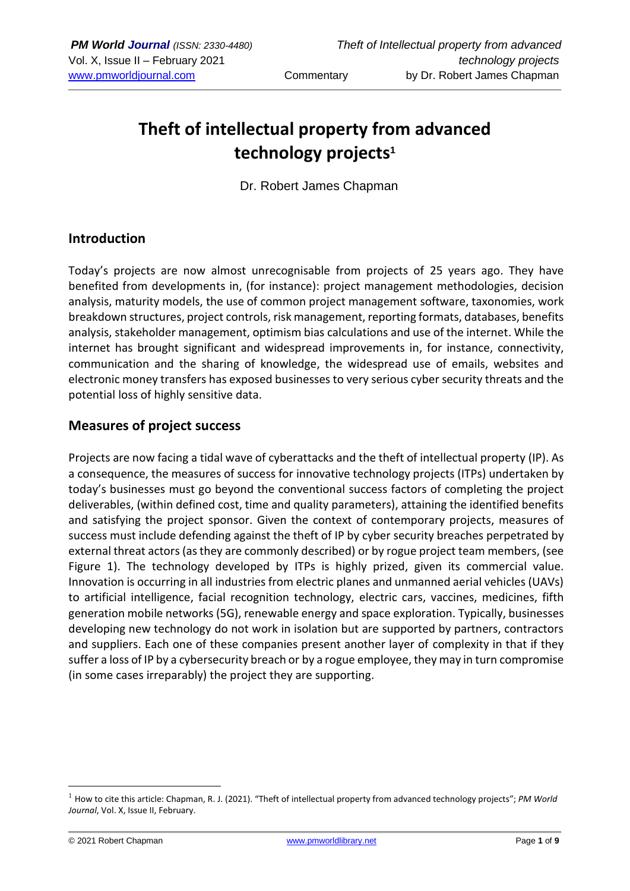# Theft of intellectual property from advanced technology projects[1]

Dr. Robert James Chapman

## Introduction

Today's projects are now almost unrecognisable from projects of 25 years ago. They have benefited from developments in, (for instance): project management methodologies, decision analysis, maturity models, the use of common project management software, taxonomies, work breakdown structures, project controls, risk management, reporting formats, databases, benefits analysis, stakeholder management, optimism bias calculations and use of the internet. While the internet has brought significant and widespread improvements in, for instance, connectivity, communication and the sharing of knowledge, the widespread use of emails, websites and electronic money transfers has exposed businesses to very serious cyber security threats and the potential loss of highly sensitive data.

## Measures of project success

Projects are now facing a tidal wave of cyberattacks and the theft of intellectual property (IP). As a consequence, the measures of success for innovative technology projects (ITPs) undertaken by today's businesses must go beyond the conventional success factors of completing the project deliverables, (within defined cost, time and quality parameters), attaining the identified benefits and satisfying the project sponsor. Given the context of contemporary projects, measures of success must include defending against the theft of IP by cyber security breaches perpetrated by external threat actors (as they are commonly described) or by rogue project team members, (see Figure 1). The technology developed by ITPs is highly prized, given its commercial value. Innovation is occurring in all industries from electric planes and unmanned aerial vehicles (UAVs) to artificial intelligence, facial recognition technology, electric cars, vaccines, medicines, fifth generation mobile networks (5G), renewable energy and space exploration. Typically, businesses developing new technology do not work in isolation but are supported by partners, contractors and suppliers. Each one of these companies present another layer of complexity in that if they suffer a loss of IP by a cybersecurity breach or by a rogue employee, they may in turn compromise (in some cases irreparably) the project they are supporting.

---

[1] How to cite this article: Chapman, R. J. (2021). "Theft of intellectual property from advanced technology projects"; *PM World Journal*, Vol. X, Issue II, February.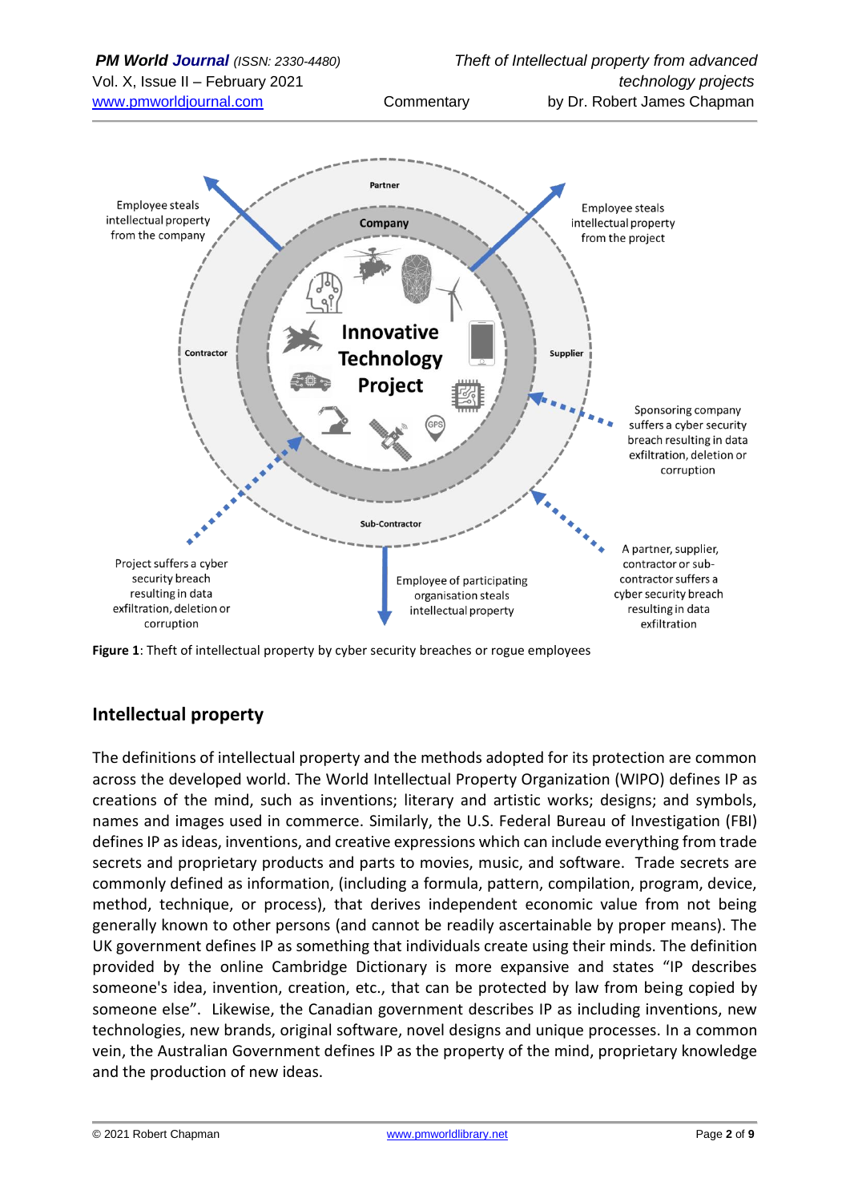Figure 1: Theft of intellectual property by cyber security breaches or rogue employees

## Intellectual property

The definitions of intellectual property and the methods adopted for its protection are common across the developed world. The World Intellectual Property Organization (WIPO) defines IP as creations of the mind, such as inventions; literary and artistic works; designs; and symbols, names and images used in commerce. Similarly, the U.S. Federal Bureau of Investigation (FBI) defines IP as ideas, inventions, and creative expressions which can include everything from trade secrets and proprietary products and parts to movies, music, and software. Trade secrets are commonly defined as information, (including a formula, pattern, compilation, program, device, method, technique, or process), that derives independent economic value from not being generally known to other persons (and cannot be readily ascertainable by proper means). The UK government defines IP as something that individuals create using their minds. The definition provided by the online Cambridge Dictionary is more expansive and states "IP describes someone's idea, invention, creation, etc., that can be protected by law from being copied by someone else". Likewise, the Canadian government describes IP as including inventions, new technologies, new brands, original software, novel designs and unique processes. In a common vein, the Australian Government defines IP as the property of the mind, proprietary knowledge and the production of new ideas.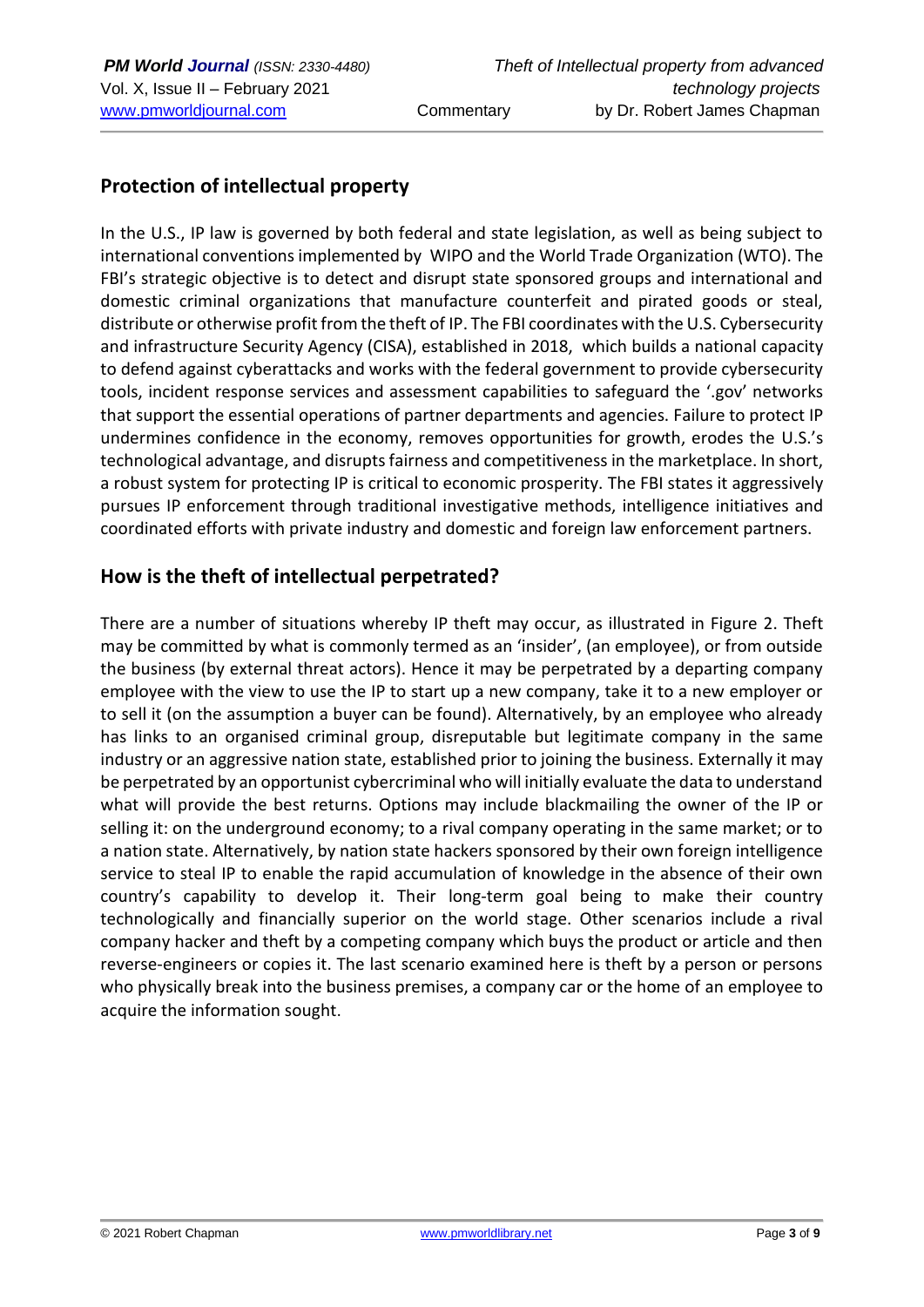## Protection of intellectual property

In the U.S., IP law is governed by both federal and state legislation, as well as being subject to international conventions implemented by WIPO and the World Trade Organization (WTO). The FBI's strategic objective is to detect and disrupt state sponsored groups and international and domestic criminal organizations that manufacture counterfeit and pirated goods or steal, distribute or otherwise profit from the theft of IP. The FBI coordinates with the U.S. Cybersecurity and infrastructure Security Agency (CISA), established in 2018, which builds a national capacity to defend against cyberattacks and works with the federal government to provide cybersecurity tools, incident response services and assessment capabilities to safeguard the '.gov' networks that support the essential operations of partner departments and agencies. Failure to protect IP undermines confidence in the economy, removes opportunities for growth, erodes the U.S.'s technological advantage, and disrupts fairness and competitiveness in the marketplace. In short, a robust system for protecting IP is critical to economic prosperity. The FBI states it aggressively pursues IP enforcement through traditional investigative methods, intelligence initiatives and coordinated efforts with private industry and domestic and foreign law enforcement partners.

## How is the theft of intellectual perpetrated?

There are a number of situations whereby IP theft may occur, as illustrated in Figure 2. Theft may be committed by what is commonly termed as an 'insider', (an employee), or from outside the business (by external threat actors). Hence it may be perpetrated by a departing company employee with the view to use the IP to start up a new company, take it to a new employer or to sell it (on the assumption a buyer can be found). Alternatively, by an employee who already has links to an organised criminal group, disreputable but legitimate company in the same industry or an aggressive nation state, established prior to joining the business. Externally it may be perpetrated by an opportunist cybercriminal who will initially evaluate the data to understand what will provide the best returns. Options may include blackmailing the owner of the IP or selling it: on the underground economy; to a rival company operating in the same market; or to a nation state. Alternatively, by nation state hackers sponsored by their own foreign intelligence service to steal IP to enable the rapid accumulation of knowledge in the absence of their own country's capability to develop it. Their long-term goal being to make their country technologically and financially superior on the world stage. Other scenarios include a rival company hacker and theft by a competing company which buys the product or article and then reverse-engineers or copies it. The last scenario examined here is theft by a person or persons who physically break into the business premises, a company car or the home of an employee to acquire the information sought.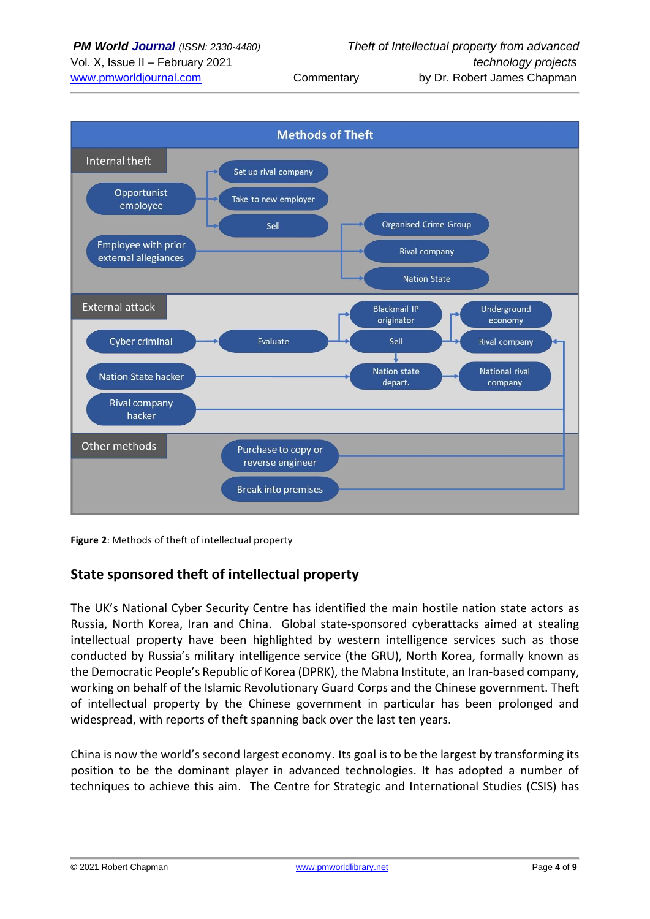**Methods of Theft**

**Internal theft**

- Opportunist employee → Set up rival company; Take to new employer; Sell
- Sell → Organised Crime Group; Rival company; Nation State
- Employee with prior external allegiances → Organised Crime Group; Rival company; Nation State

**External attack**

- Cyber criminal → Evaluate → Blackmail IP originator; Sell
- Sell → Underground economy; Rival company; Nation state depart.
- Nation State hacker → Nation state depart. → National rival company
- Rival company hacker → Rival company

**Other methods**

- Purchase to copy or reverse engineer → Rival company
- Break into premises → Rival company

**Figure 2**: Methods of theft of intellectual property

## State sponsored theft of intellectual property

The UK's National Cyber Security Centre has identified the main hostile nation state actors as Russia, North Korea, Iran and China. Global state-sponsored cyberattacks aimed at stealing intellectual property have been highlighted by western intelligence services such as those conducted by Russia's military intelligence service (the GRU), North Korea, formally known as the Democratic People's Republic of Korea (DPRK), the Mabna Institute, an Iran-based company, working on behalf of the Islamic Revolutionary Guard Corps and the Chinese government. Theft of intellectual property by the Chinese government in particular has been prolonged and widespread, with reports of theft spanning back over the last ten years.

China is now the world's second largest economy. Its goal is to be the largest by transforming its position to be the dominant player in advanced technologies. It has adopted a number of techniques to achieve this aim. The Centre for Strategic and International Studies (CSIS) has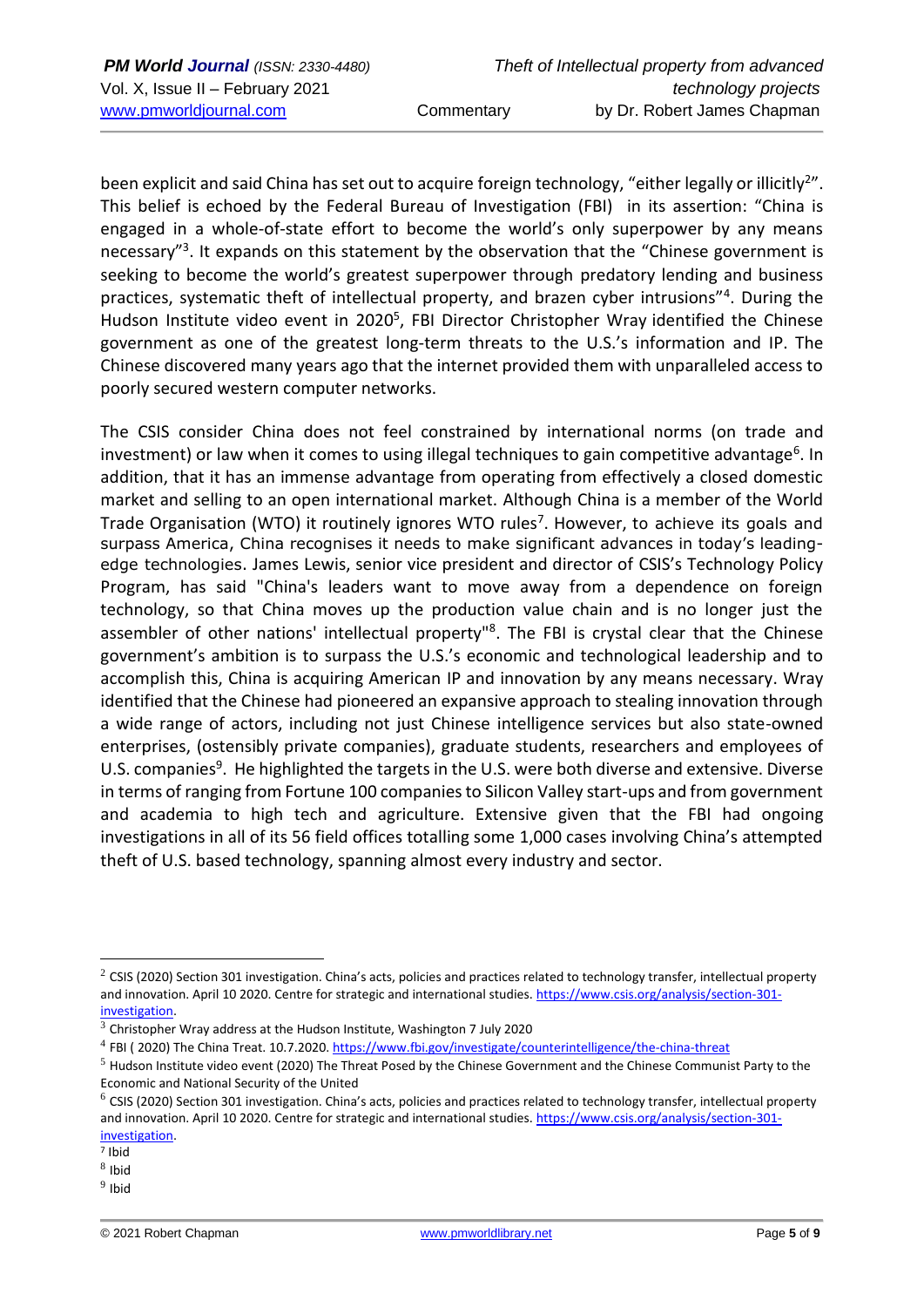been explicit and said China has set out to acquire foreign technology, "either legally or illicitly[2]". This belief is echoed by the Federal Bureau of Investigation (FBI) in its assertion: "China is engaged in a whole-of-state effort to become the world's only superpower by any means necessary"[3]. It expands on this statement by the observation that the "Chinese government is seeking to become the world's greatest superpower through predatory lending and business practices, systematic theft of intellectual property, and brazen cyber intrusions"[4]. During the Hudson Institute video event in 2020[5], FBI Director Christopher Wray identified the Chinese government as one of the greatest long-term threats to the U.S.'s information and IP. The Chinese discovered many years ago that the internet provided them with unparalleled access to poorly secured western computer networks.

The CSIS consider China does not feel constrained by international norms (on trade and investment) or law when it comes to using illegal techniques to gain competitive advantage[6]. In addition, that it has an immense advantage from operating from effectively a closed domestic market and selling to an open international market. Although China is a member of the World Trade Organisation (WTO) it routinely ignores WTO rules[7]. However, to achieve its goals and surpass America, China recognises it needs to make significant advances in today's leading-edge technologies. James Lewis, senior vice president and director of CSIS's Technology Policy Program, has said "China's leaders want to move away from a dependence on foreign technology, so that China moves up the production value chain and is no longer just the assembler of other nations' intellectual property"[8]. The FBI is crystal clear that the Chinese government's ambition is to surpass the U.S.'s economic and technological leadership and to accomplish this, China is acquiring American IP and innovation by any means necessary. Wray identified that the Chinese had pioneered an expansive approach to stealing innovation through a wide range of actors, including not just Chinese intelligence services but also state-owned enterprises, (ostensibly private companies), graduate students, researchers and employees of U.S. companies[9]. He highlighted the targets in the U.S. were both diverse and extensive. Diverse in terms of ranging from Fortune 100 companies to Silicon Valley start-ups and from government and academia to high tech and agriculture. Extensive given that the FBI had ongoing investigations in all of its 56 field offices totalling some 1,000 cases involving China's attempted theft of U.S. based technology, spanning almost every industry and sector.

---

[2] CSIS (2020) Section 301 investigation. China's acts, policies and practices related to technology transfer, intellectual property and innovation. April 10 2020. Centre for strategic and international studies. https://www.csis.org/analysis/section-301-investigation.

[3] Christopher Wray address at the Hudson Institute, Washington 7 July 2020

[4] FBI ( 2020) The China Treat. 10.7.2020. https://www.fbi.gov/investigate/counterintelligence/the-china-threat

[5] Hudson Institute video event (2020) The Threat Posed by the Chinese Government and the Chinese Communist Party to the Economic and National Security of the United

[6] CSIS (2020) Section 301 investigation. China's acts, policies and practices related to technology transfer, intellectual property and innovation. April 10 2020. Centre for strategic and international studies. https://www.csis.org/analysis/section-301-investigation.

[7] Ibid

[8] Ibid

[9] Ibid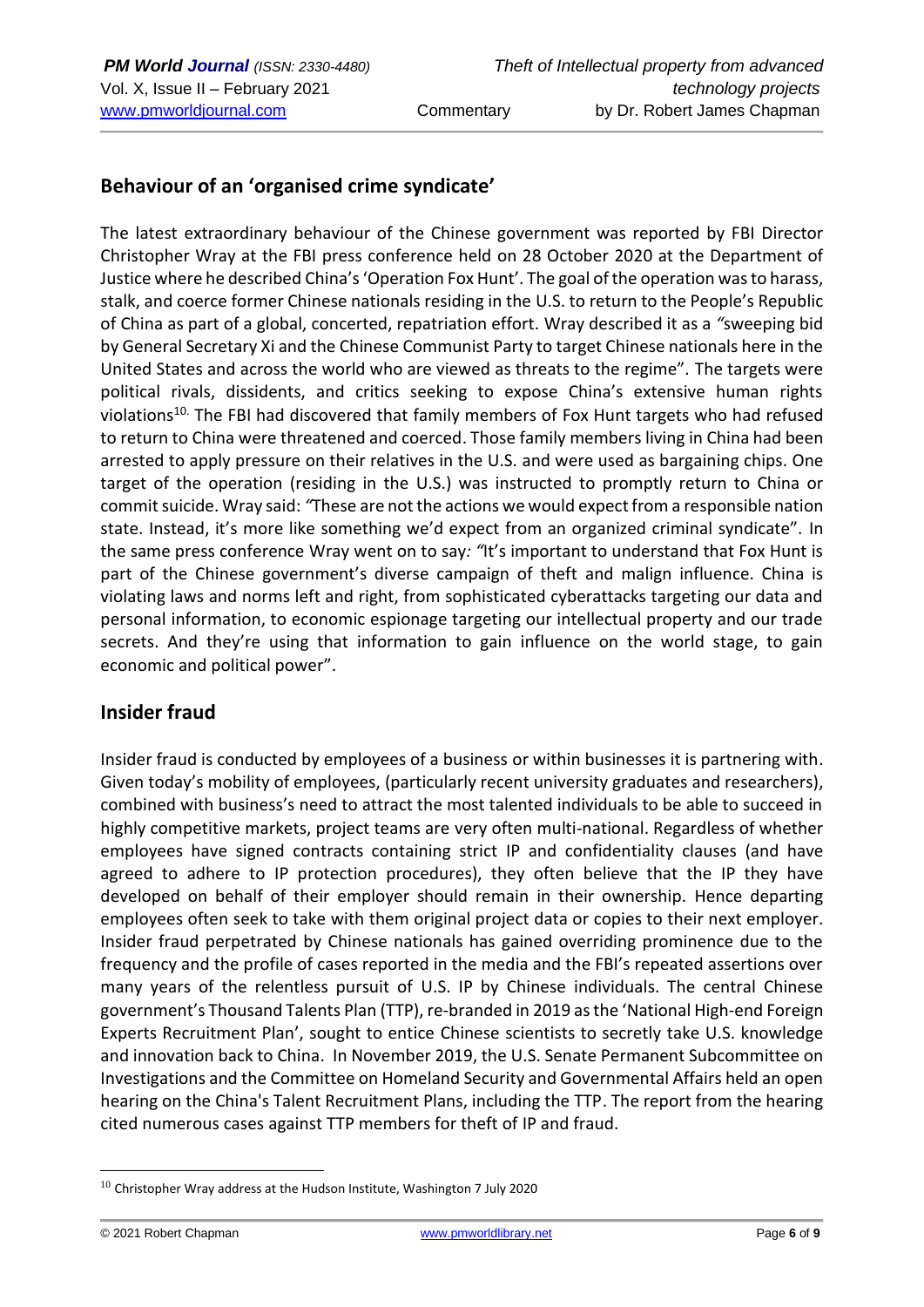## Behaviour of an 'organised crime syndicate'

The latest extraordinary behaviour of the Chinese government was reported by FBI Director Christopher Wray at the FBI press conference held on 28 October 2020 at the Department of Justice where he described China's 'Operation Fox Hunt'. The goal of the operation was to harass, stalk, and coerce former Chinese nationals residing in the U.S. to return to the People's Republic of China as part of a global, concerted, repatriation effort. Wray described it as a *"*sweeping bid by General Secretary Xi and the Chinese Communist Party to target Chinese nationals here in the United States and across the world who are viewed as threats to the regime". The targets were political rivals, dissidents, and critics seeking to expose China's extensive human rights violations[10]. The FBI had discovered that family members of Fox Hunt targets who had refused to return to China were threatened and coerced. Those family members living in China had been arrested to apply pressure on their relatives in the U.S. and were used as bargaining chips. One target of the operation (residing in the U.S.) was instructed to promptly return to China or commit suicide. Wray said: *"*These are not the actions we would expect from a responsible nation state. Instead, it's more like something we'd expect from an organized criminal syndicate". In the same press conference Wray went on to say*: "*It's important to understand that Fox Hunt is part of the Chinese government's diverse campaign of theft and malign influence. China is violating laws and norms left and right, from sophisticated cyberattacks targeting our data and personal information, to economic espionage targeting our intellectual property and our trade secrets. And they're using that information to gain influence on the world stage, to gain economic and political power".

## Insider fraud

Insider fraud is conducted by employees of a business or within businesses it is partnering with. Given today's mobility of employees, (particularly recent university graduates and researchers), combined with business's need to attract the most talented individuals to be able to succeed in highly competitive markets, project teams are very often multi-national. Regardless of whether employees have signed contracts containing strict IP and confidentiality clauses (and have agreed to adhere to IP protection procedures), they often believe that the IP they have developed on behalf of their employer should remain in their ownership. Hence departing employees often seek to take with them original project data or copies to their next employer. Insider fraud perpetrated by Chinese nationals has gained overriding prominence due to the frequency and the profile of cases reported in the media and the FBI's repeated assertions over many years of the relentless pursuit of U.S. IP by Chinese individuals. The central Chinese government's Thousand Talents Plan (TTP), re-branded in 2019 as the 'National High-end Foreign Experts Recruitment Plan', sought to entice Chinese scientists to secretly take U.S. knowledge and innovation back to China. In November 2019, the U.S. Senate Permanent Subcommittee on Investigations and the Committee on Homeland Security and Governmental Affairs held an open hearing on the China's Talent Recruitment Plans, including the TTP. The report from the hearing cited numerous cases against TTP members for theft of IP and fraud.

---

[10] Christopher Wray address at the Hudson Institute, Washington 7 July 2020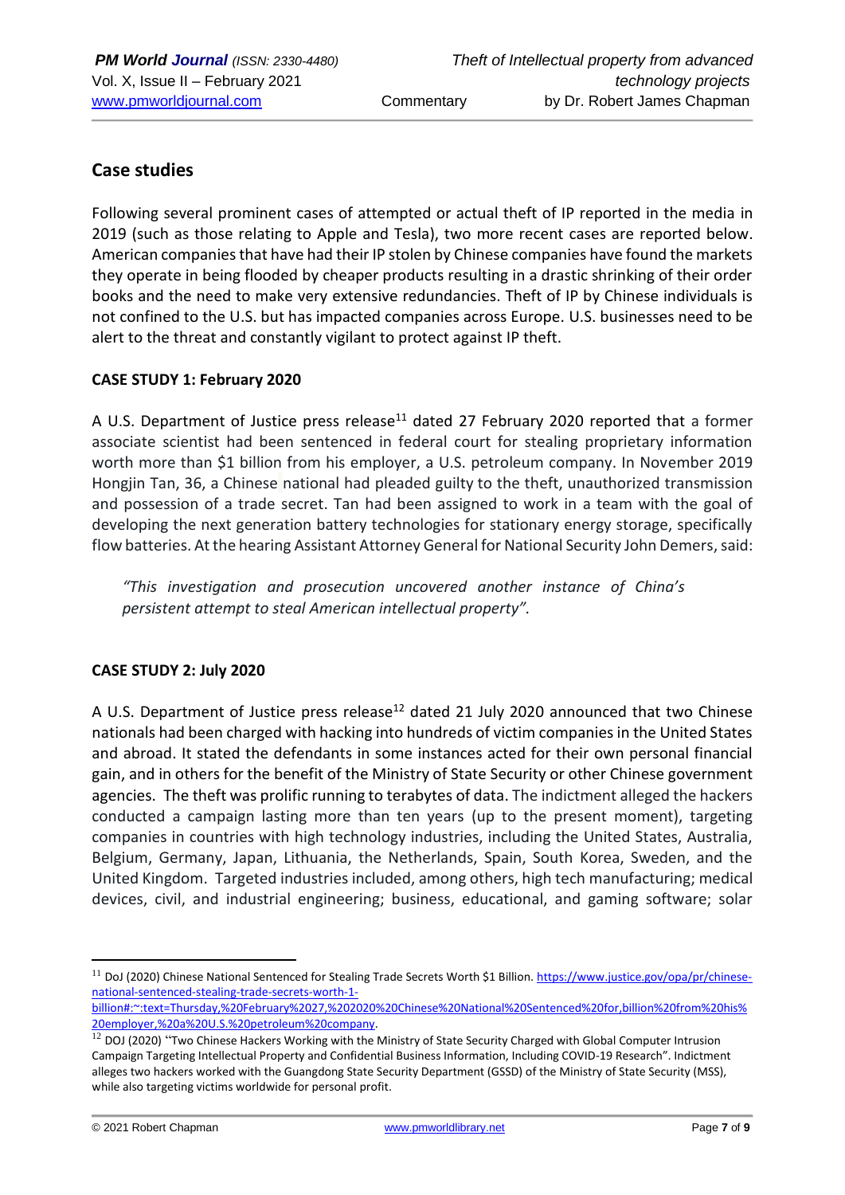## Case studies

Following several prominent cases of attempted or actual theft of IP reported in the media in 2019 (such as those relating to Apple and Tesla), two more recent cases are reported below. American companies that have had their IP stolen by Chinese companies have found the markets they operate in being flooded by cheaper products resulting in a drastic shrinking of their order books and the need to make very extensive redundancies. Theft of IP by Chinese individuals is not confined to the U.S. but has impacted companies across Europe. U.S. businesses need to be alert to the threat and constantly vigilant to protect against IP theft.

**CASE STUDY 1: February 2020**

A U.S. Department of Justice press release[11] dated 27 February 2020 reported that a former associate scientist had been sentenced in federal court for stealing proprietary information worth more than $1 billion from his employer, a U.S. petroleum company. In November 2019 Hongjin Tan, 36, a Chinese national had pleaded guilty to the theft, unauthorized transmission and possession of a trade secret. Tan had been assigned to work in a team with the goal of developing the next generation battery technologies for stationary energy storage, specifically flow batteries. At the hearing Assistant Attorney General for National Security John Demers, said:

> *"This investigation and prosecution uncovered another instance of China's persistent attempt to steal American intellectual property".*

**CASE STUDY 2: July 2020**

A U.S. Department of Justice press release[12] dated 21 July 2020 announced that two Chinese nationals had been charged with hacking into hundreds of victim companies in the United States and abroad. It stated the defendants in some instances acted for their own personal financial gain, and in others for the benefit of the Ministry of State Security or other Chinese government agencies. The theft was prolific running to terabytes of data. The indictment alleged the hackers conducted a campaign lasting more than ten years (up to the present moment), targeting companies in countries with high technology industries, including the United States, Australia, Belgium, Germany, Japan, Lithuania, the Netherlands, Spain, South Korea, Sweden, and the United Kingdom. Targeted industries included, among others, high tech manufacturing; medical devices, civil, and industrial engineering; business, educational, and gaming software; solar

---

[11] DoJ (2020) Chinese National Sentenced for Stealing Trade Secrets Worth $1 Billion. https://www.justice.gov/opa/pr/chinese-national-sentenced-stealing-trade-secrets-worth-1-billion#:~:text=Thursday,%20February%2027,%202020%20Chinese%20National%20Sentenced%20for,billion%20from%20his%20employer,%20a%20U.S.%20petroleum%20company.

[12] DOJ (2020) "Two Chinese Hackers Working with the Ministry of State Security Charged with Global Computer Intrusion Campaign Targeting Intellectual Property and Confidential Business Information, Including COVID-19 Research". Indictment alleges two hackers worked with the Guangdong State Security Department (GSSD) of the Ministry of State Security (MSS), while also targeting victims worldwide for personal profit.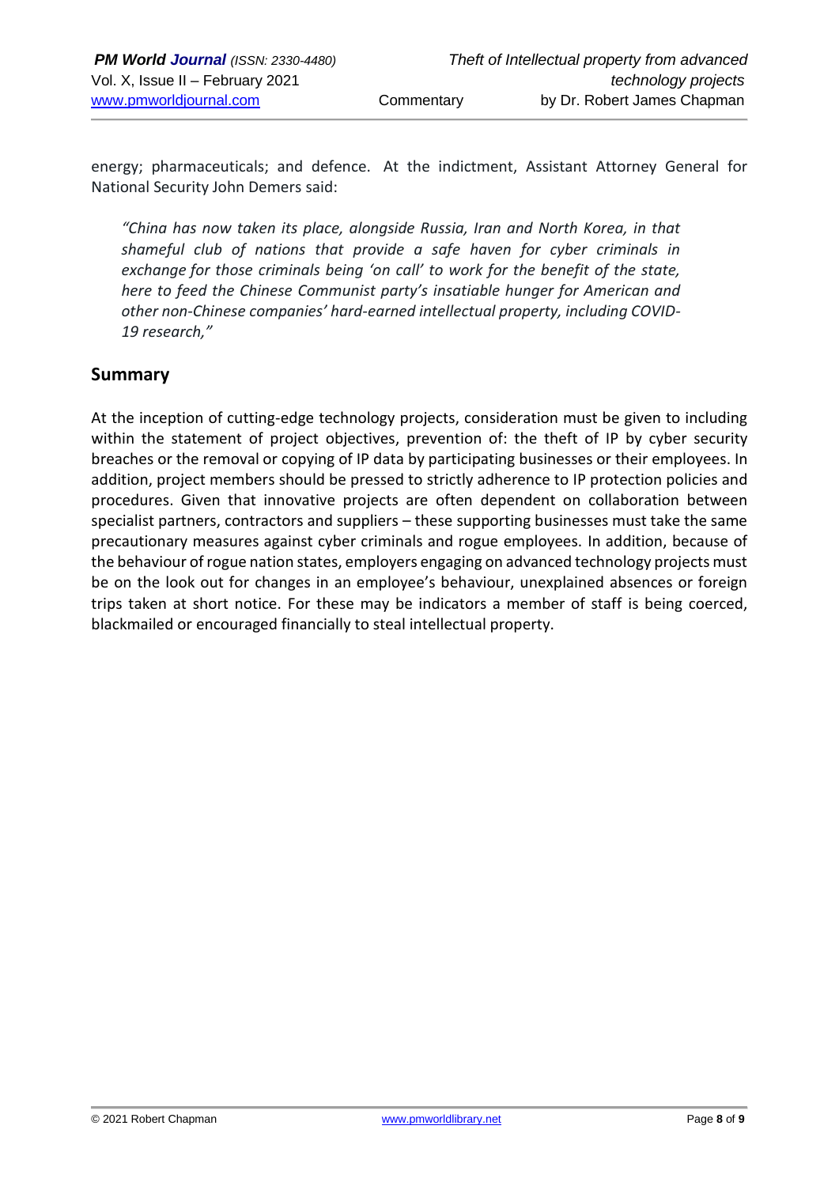energy; pharmaceuticals; and defence. At the indictment, Assistant Attorney General for National Security John Demers said:

> *"China has now taken its place, alongside Russia, Iran and North Korea, in that shameful club of nations that provide a safe haven for cyber criminals in exchange for those criminals being 'on call' to work for the benefit of the state, here to feed the Chinese Communist party's insatiable hunger for American and other non-Chinese companies' hard-earned intellectual property, including COVID-19 research,"*

## Summary

At the inception of cutting-edge technology projects, consideration must be given to including within the statement of project objectives, prevention of: the theft of IP by cyber security breaches or the removal or copying of IP data by participating businesses or their employees. In addition, project members should be pressed to strictly adherence to IP protection policies and procedures. Given that innovative projects are often dependent on collaboration between specialist partners, contractors and suppliers – these supporting businesses must take the same precautionary measures against cyber criminals and rogue employees. In addition, because of the behaviour of rogue nation states, employers engaging on advanced technology projects must be on the look out for changes in an employee's behaviour, unexplained absences or foreign trips taken at short notice. For these may be indicators a member of staff is being coerced, blackmailed or encouraged financially to steal intellectual property.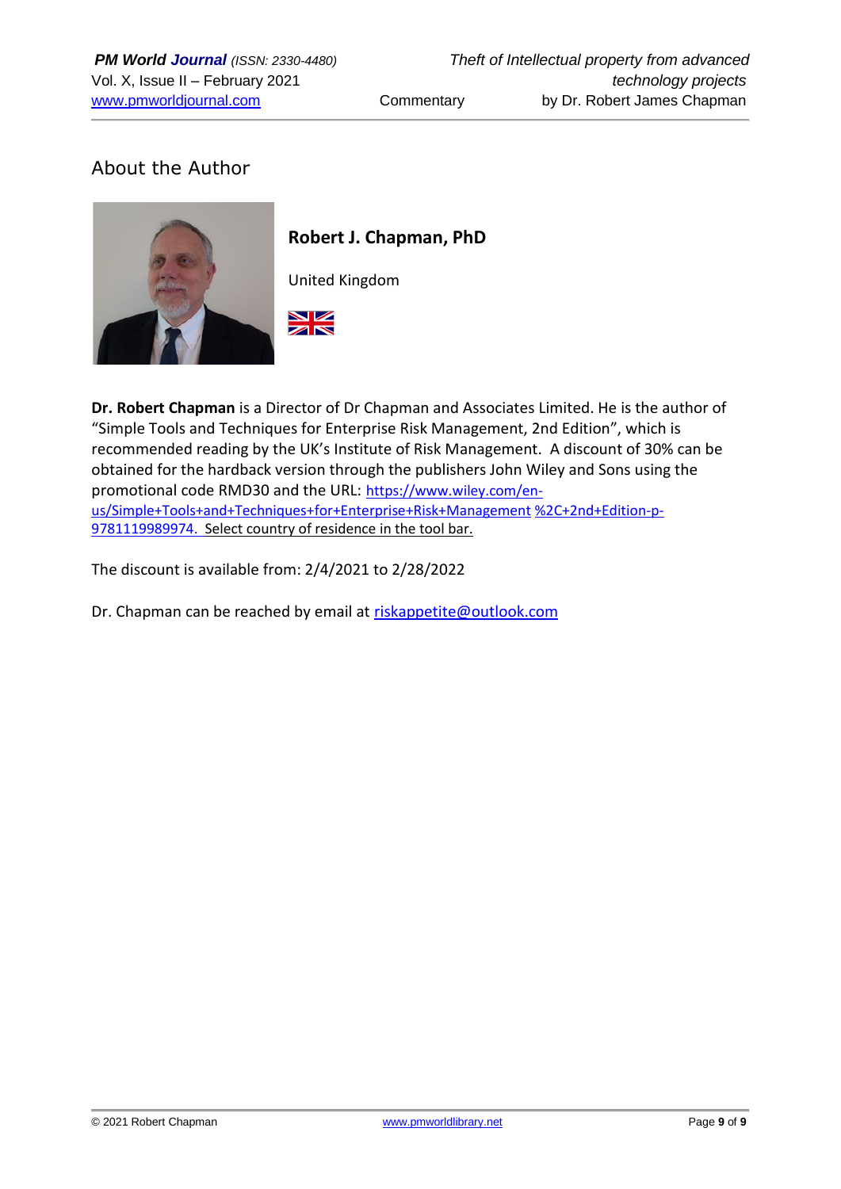## About the Author

**Robert J. Chapman, PhD**

United Kingdom

**Dr. Robert Chapman** is a Director of Dr Chapman and Associates Limited. He is the author of "Simple Tools and Techniques for Enterprise Risk Management, 2nd Edition", which is recommended reading by the UK's Institute of Risk Management. A discount of 30% can be obtained for the hardback version through the publishers John Wiley and Sons using the promotional code RMD30 and the URL: https://www.wiley.com/en-us/Simple+Tools+and+Techniques+for+Enterprise+Risk+Management %2C+2nd+Edition-p-9781119989974. Select country of residence in the tool bar.

The discount is available from: 2/4/2021 to 2/28/2022

Dr. Chapman can be reached by email at riskappetite@outlook.com